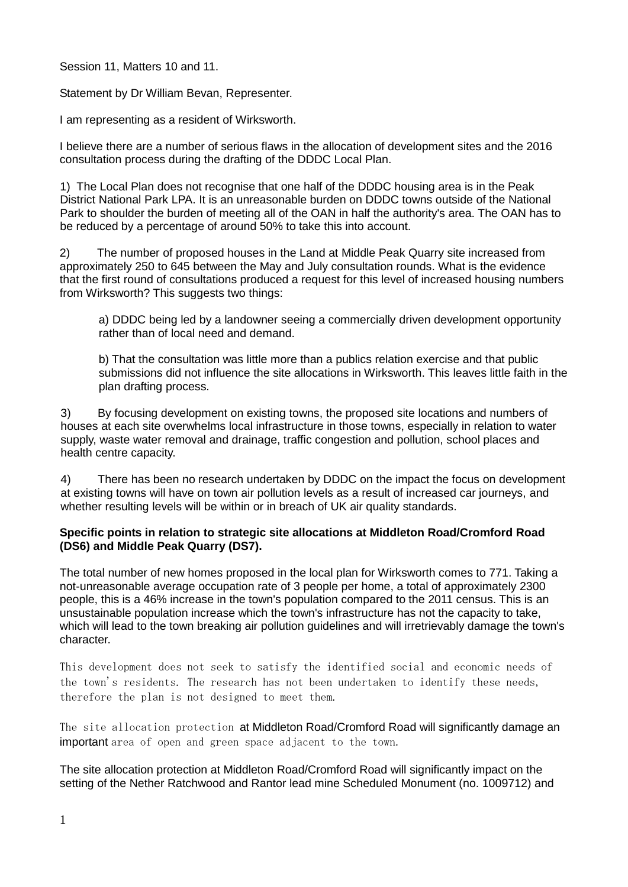Session 11, Matters 10 and 11.

Statement by Dr William Bevan, Representer.

I am representing as a resident of Wirksworth.

I believe there are a number of serious flaws in the allocation of development sites and the 2016 consultation process during the drafting of the DDDC Local Plan.

1) The Local Plan does not recognise that one half of the DDDC housing area is in the Peak District National Park LPA. It is an unreasonable burden on DDDC towns outside of the National Park to shoulder the burden of meeting all of the OAN in half the authority's area. The OAN has to be reduced by a percentage of around 50% to take this into account.

2) The number of proposed houses in the Land at Middle Peak Quarry site increased from approximately 250 to 645 between the May and July consultation rounds. What is the evidence that the first round of consultations produced a request for this level of increased housing numbers from Wirksworth? This suggests two things:

> a) DDDC being led by a landowner seeing a commercially driven development opportunity rather than of local need and demand.
>
> b) That the consultation was little more than a publics relation exercise and that public submissions did not influence the site allocations in Wirksworth. This leaves little faith in the plan drafting process.

3) By focusing development on existing towns, the proposed site locations and numbers of houses at each site overwhelms local infrastructure in those towns, especially in relation to water supply, waste water removal and drainage, traffic congestion and pollution, school places and health centre capacity.

4) There has been no research undertaken by DDDC on the impact the focus on development at existing towns will have on town air pollution levels as a result of increased car journeys, and whether resulting levels will be within or in breach of UK air quality standards.

**Specific points in relation to strategic site allocations at Middleton Road/Cromford Road (DS6) and Middle Peak Quarry (DS7).**

The total number of new homes proposed in the local plan for Wirksworth comes to 771. Taking a not-unreasonable average occupation rate of 3 people per home, a total of approximately 2300 people, this is a 46% increase in the town's population compared to the 2011 census. This is an unsustainable population increase which the town's infrastructure has not the capacity to take, which will lead to the town breaking air pollution guidelines and will irretrievably damage the town's character.

This development does not seek to satisfy the identified social and economic needs of the town's residents. The research has not been undertaken to identify these needs, therefore the plan is not designed to meet them.

The site allocation protection at Middleton Road/Cromford Road will significantly damage an important area of open and green space adjacent to the town.

The site allocation protection at Middleton Road/Cromford Road will significantly impact on the setting of the Nether Ratchwood and Rantor lead mine Scheduled Monument (no. 1009712) and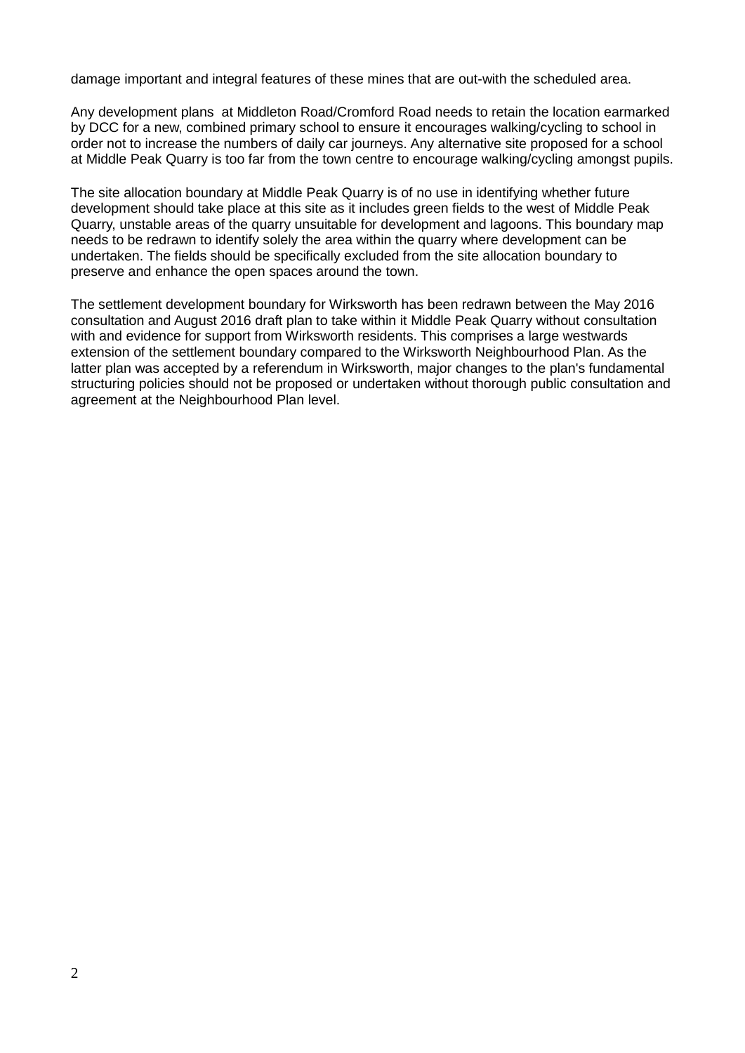damage important and integral features of these mines that are out-with the scheduled area.

Any development plans  at Middleton Road/Cromford Road needs to retain the location earmarked by DCC for a new, combined primary school to ensure it encourages walking/cycling to school in order not to increase the numbers of daily car journeys. Any alternative site proposed for a school at Middle Peak Quarry is too far from the town centre to encourage walking/cycling amongst pupils.

The site allocation boundary at Middle Peak Quarry is of no use in identifying whether future development should take place at this site as it includes green fields to the west of Middle Peak Quarry, unstable areas of the quarry unsuitable for development and lagoons. This boundary map needs to be redrawn to identify solely the area within the quarry where development can be undertaken. The fields should be specifically excluded from the site allocation boundary to preserve and enhance the open spaces around the town.

The settlement development boundary for Wirksworth has been redrawn between the May 2016 consultation and August 2016 draft plan to take within it Middle Peak Quarry without consultation with and evidence for support from Wirksworth residents. This comprises a large westwards extension of the settlement boundary compared to the Wirksworth Neighbourhood Plan. As the latter plan was accepted by a referendum in Wirksworth, major changes to the plan's fundamental structuring policies should not be proposed or undertaken without thorough public consultation and agreement at the Neighbourhood Plan level.